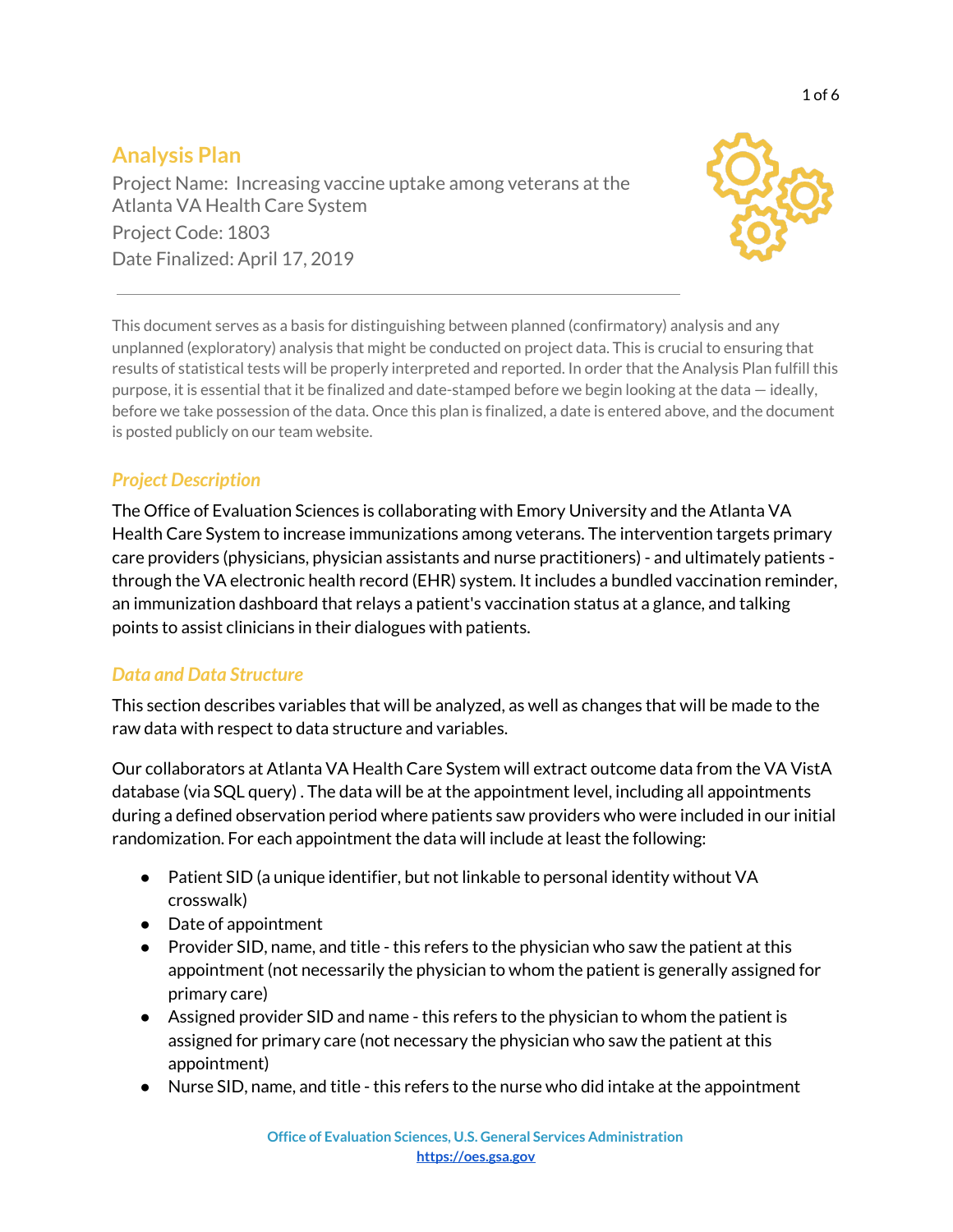# Analysis Plan

Project Name: Increasing vaccine uptake among veterans at the Atlanta VA Health Care System

Project Code: 1803

Date Finalized: April 17, 2019

---

This document serves as a basis for distinguishing between planned (confirmatory) analysis and any unplanned (exploratory) analysis that might be conducted on project data. This is crucial to ensuring that results of statistical tests will be properly interpreted and reported. In order that the Analysis Plan fulfill this purpose, it is essential that it be finalized and date-stamped before we begin looking at the data — ideally, before we take possession of the data. Once this plan is finalized, a date is entered above, and the document is posted publicly on our team website.

## *Project Description*

The Office of Evaluation Sciences is collaborating with Emory University and the Atlanta VA Health Care System to increase immunizations among veterans. The intervention targets primary care providers (physicians, physician assistants and nurse practitioners) - and ultimately patients - through the VA electronic health record (EHR) system. It includes a bundled vaccination reminder, an immunization dashboard that relays a patient's vaccination status at a glance, and talking points to assist clinicians in their dialogues with patients.

## *Data and Data Structure*

This section describes variables that will be analyzed, as well as changes that will be made to the raw data with respect to data structure and variables.

Our collaborators at Atlanta VA Health Care System will extract outcome data from the VA VistA database (via SQL query) . The data will be at the appointment level, including all appointments during a defined observation period where patients saw providers who were included in our initial randomization. For each appointment the data will include at least the following:

- Patient SID (a unique identifier, but not linkable to personal identity without VA crosswalk)
- Date of appointment
- Provider SID, name, and title - this refers to the physician who saw the patient at this appointment (not necessarily the physician to whom the patient is generally assigned for primary care)
- Assigned provider SID and name - this refers to the physician to whom the patient is assigned for primary care (not necessary the physician who saw the patient at this appointment)
- Nurse SID, name, and title - this refers to the nurse who did intake at the appointment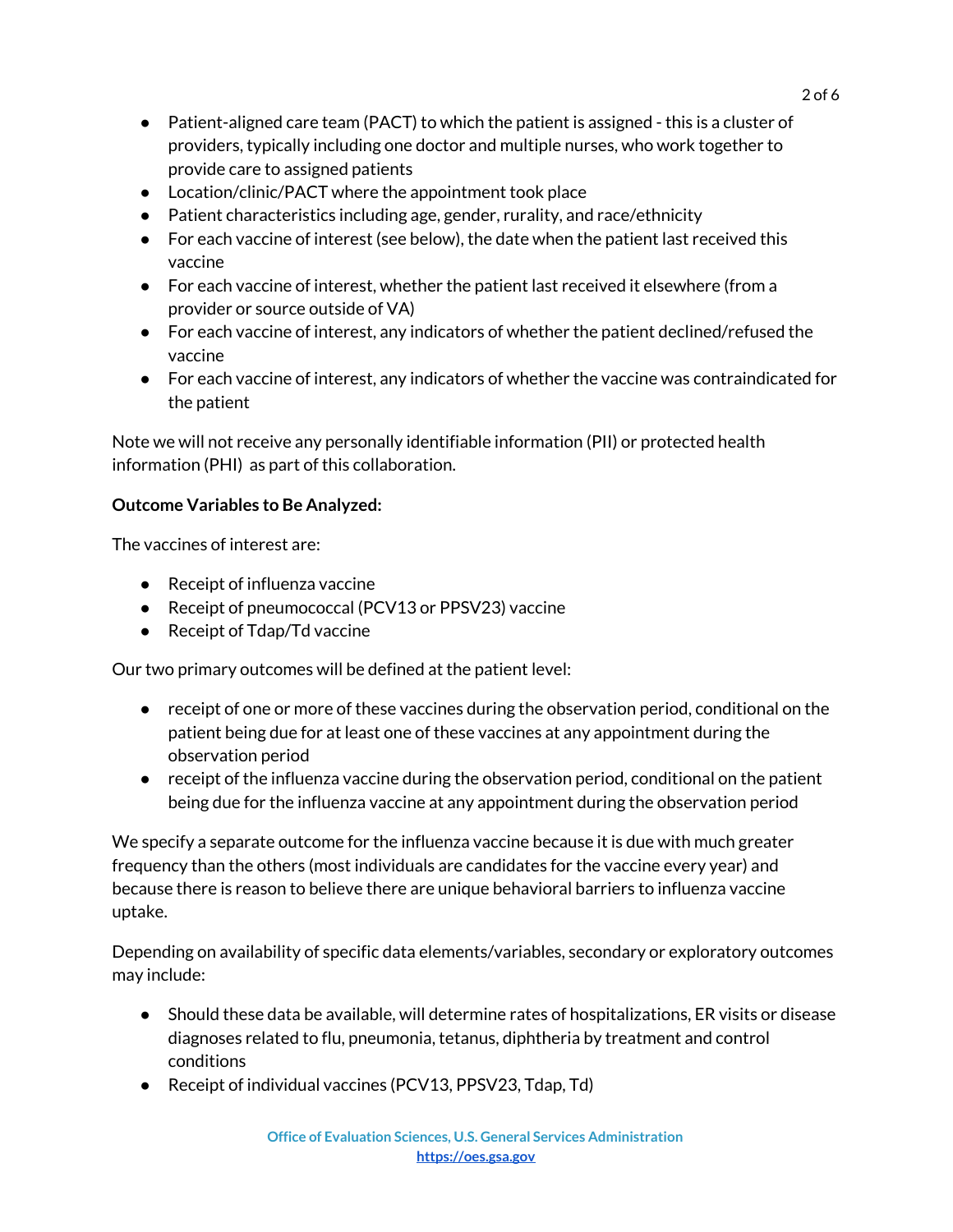- Patient-aligned care team (PACT) to which the patient is assigned - this is a cluster of providers, typically including one doctor and multiple nurses, who work together to provide care to assigned patients
- Location/clinic/PACT where the appointment took place
- Patient characteristics including age, gender, rurality, and race/ethnicity
- For each vaccine of interest (see below), the date when the patient last received this vaccine
- For each vaccine of interest, whether the patient last received it elsewhere (from a provider or source outside of VA)
- For each vaccine of interest, any indicators of whether the patient declined/refused the vaccine
- For each vaccine of interest, any indicators of whether the vaccine was contraindicated for the patient

Note we will not receive any personally identifiable information (PII) or protected health information (PHI) as part of this collaboration.

**Outcome Variables to Be Analyzed:**

The vaccines of interest are:

- Receipt of influenza vaccine
- Receipt of pneumococcal (PCV13 or PPSV23) vaccine
- Receipt of Tdap/Td vaccine

Our two primary outcomes will be defined at the patient level:

- receipt of one or more of these vaccines during the observation period, conditional on the patient being due for at least one of these vaccines at any appointment during the observation period
- receipt of the influenza vaccine during the observation period, conditional on the patient being due for the influenza vaccine at any appointment during the observation period

We specify a separate outcome for the influenza vaccine because it is due with much greater frequency than the others (most individuals are candidates for the vaccine every year) and because there is reason to believe there are unique behavioral barriers to influenza vaccine uptake.

Depending on availability of specific data elements/variables, secondary or exploratory outcomes may include:

- Should these data be available, will determine rates of hospitalizations, ER visits or disease diagnoses related to flu, pneumonia, tetanus, diphtheria by treatment and control conditions
- Receipt of individual vaccines (PCV13, PPSV23, Tdap, Td)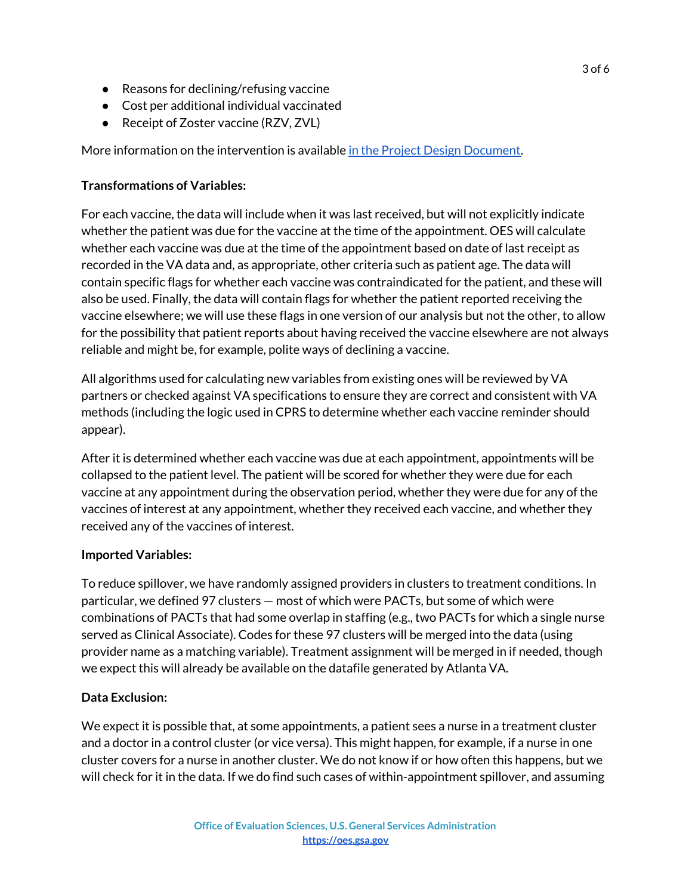- Reasons for declining/refusing vaccine
- Cost per additional individual vaccinated
- Receipt of Zoster vaccine (RZV, ZVL)

More information on the intervention is available [in the Project Design Document](#).

**Transformations of Variables:**

For each vaccine, the data will include when it was last received, but will not explicitly indicate whether the patient was due for the vaccine at the time of the appointment. OES will calculate whether each vaccine was due at the time of the appointment based on date of last receipt as recorded in the VA data and, as appropriate, other criteria such as patient age. The data will contain specific flags for whether each vaccine was contraindicated for the patient, and these will also be used. Finally, the data will contain flags for whether the patient reported receiving the vaccine elsewhere; we will use these flags in one version of our analysis but not the other, to allow for the possibility that patient reports about having received the vaccine elsewhere are not always reliable and might be, for example, polite ways of declining a vaccine.

All algorithms used for calculating new variables from existing ones will be reviewed by VA partners or checked against VA specifications to ensure they are correct and consistent with VA methods (including the logic used in CPRS to determine whether each vaccine reminder should appear).

After it is determined whether each vaccine was due at each appointment, appointments will be collapsed to the patient level. The patient will be scored for whether they were due for each vaccine at any appointment during the observation period, whether they were due for any of the vaccines of interest at any appointment, whether they received each vaccine, and whether they received any of the vaccines of interest.

**Imported Variables:**

To reduce spillover, we have randomly assigned providers in clusters to treatment conditions. In particular, we defined 97 clusters — most of which were PACTs, but some of which were combinations of PACTs that had some overlap in staffing (e.g., two PACTs for which a single nurse served as Clinical Associate). Codes for these 97 clusters will be merged into the data (using provider name as a matching variable). Treatment assignment will be merged in if needed, though we expect this will already be available on the datafile generated by Atlanta VA.

**Data Exclusion:**

We expect it is possible that, at some appointments, a patient sees a nurse in a treatment cluster and a doctor in a control cluster (or vice versa). This might happen, for example, if a nurse in one cluster covers for a nurse in another cluster. We do not know if or how often this happens, but we will check for it in the data. If we do find such cases of within-appointment spillover, and assuming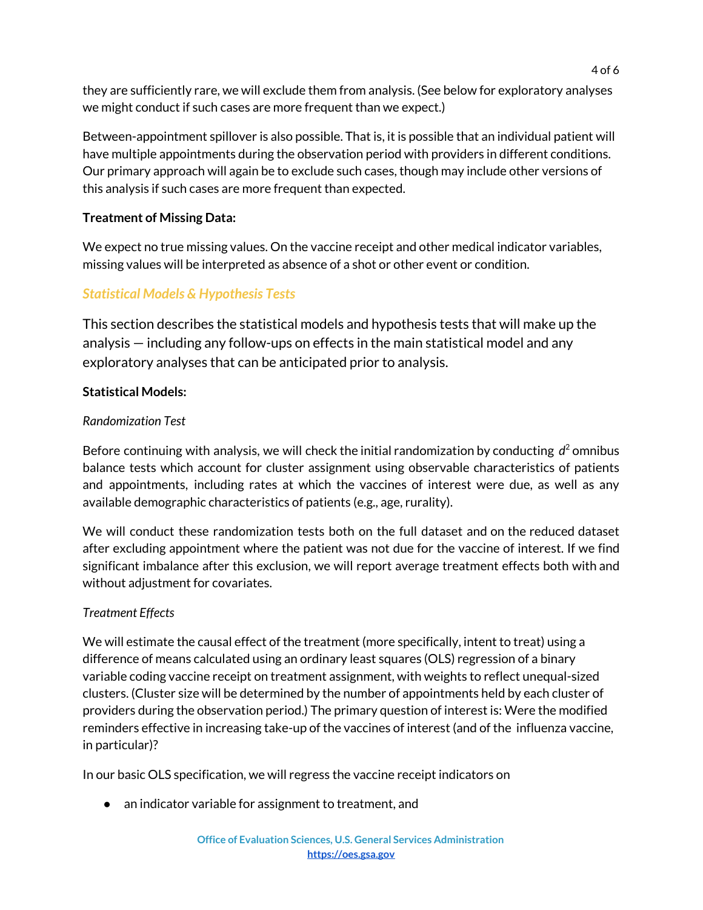they are sufficiently rare, we will exclude them from analysis. (See below for exploratory analyses we might conduct if such cases are more frequent than we expect.)

Between-appointment spillover is also possible. That is, it is possible that an individual patient will have multiple appointments during the observation period with providers in different conditions. Our primary approach will again be to exclude such cases, though may include other versions of this analysis if such cases are more frequent than expected.

**Treatment of Missing Data:**

We expect no true missing values. On the vaccine receipt and other medical indicator variables, missing values will be interpreted as absence of a shot or other event or condition.

## *Statistical Models & Hypothesis Tests*

This section describes the statistical models and hypothesis tests that will make up the analysis — including any follow-ups on effects in the main statistical model and any exploratory analyses that can be anticipated prior to analysis.

**Statistical Models:**

*Randomization Test*

Before continuing with analysis, we will check the initial randomization by conducting $d^2$ omnibus balance tests which account for cluster assignment using observable characteristics of patients and appointments, including rates at which the vaccines of interest were due, as well as any available demographic characteristics of patients (e.g., age, rurality).

We will conduct these randomization tests both on the full dataset and on the reduced dataset after excluding appointment where the patient was not due for the vaccine of interest. If we find significant imbalance after this exclusion, we will report average treatment effects both with and without adjustment for covariates.

*Treatment Effects*

We will estimate the causal effect of the treatment (more specifically, intent to treat) using a difference of means calculated using an ordinary least squares (OLS) regression of a binary variable coding vaccine receipt on treatment assignment, with weights to reflect unequal-sized clusters. (Cluster size will be determined by the number of appointments held by each cluster of providers during the observation period.) The primary question of interest is: Were the modified reminders effective in increasing take-up of the vaccines of interest (and of the influenza vaccine, in particular)?

In our basic OLS specification, we will regress the vaccine receipt indicators on

- an indicator variable for assignment to treatment, and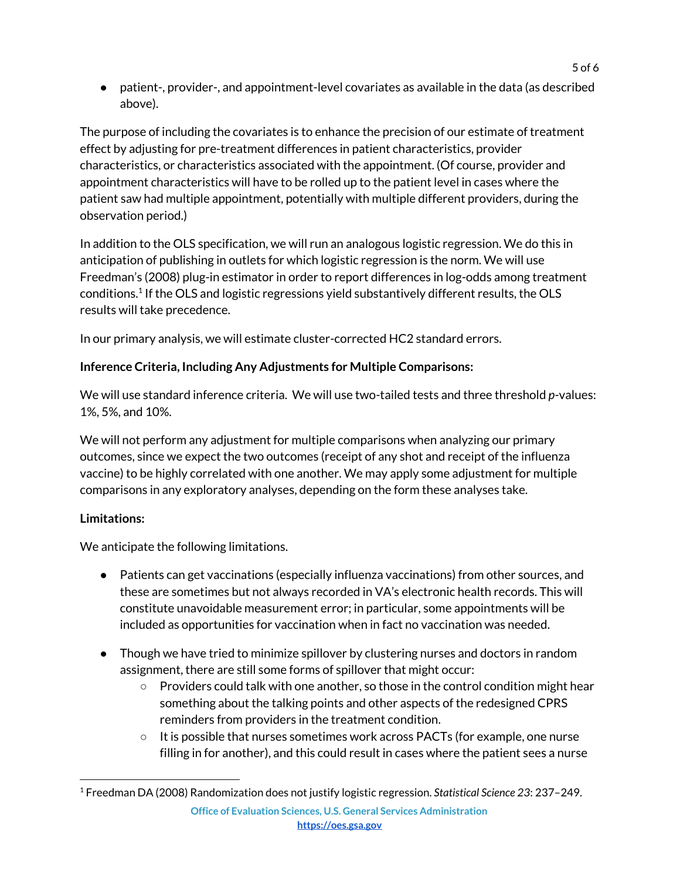- patient-, provider-, and appointment-level covariates as available in the data (as described above).

The purpose of including the covariates is to enhance the precision of our estimate of treatment effect by adjusting for pre-treatment differences in patient characteristics, provider characteristics, or characteristics associated with the appointment. (Of course, provider and appointment characteristics will have to be rolled up to the patient level in cases where the patient saw had multiple appointment, potentially with multiple different providers, during the observation period.)

In addition to the OLS specification, we will run an analogous logistic regression. We do this in anticipation of publishing in outlets for which logistic regression is the norm. We will use Freedman's (2008) plug-in estimator in order to report differences in log-odds among treatment conditions.[1] If the OLS and logistic regressions yield substantively different results, the OLS results will take precedence.

In our primary analysis, we will estimate cluster-corrected HC2 standard errors.

**Inference Criteria, Including Any Adjustments for Multiple Comparisons:**

We will use standard inference criteria. We will use two-tailed tests and three threshold *p*-values: 1%, 5%, and 10%.

We will not perform any adjustment for multiple comparisons when analyzing our primary outcomes, since we expect the two outcomes (receipt of any shot and receipt of the influenza vaccine) to be highly correlated with one another. We may apply some adjustment for multiple comparisons in any exploratory analyses, depending on the form these analyses take.

**Limitations:**

We anticipate the following limitations.

- Patients can get vaccinations (especially influenza vaccinations) from other sources, and these are sometimes but not always recorded in VA's electronic health records. This will constitute unavoidable measurement error; in particular, some appointments will be included as opportunities for vaccination when in fact no vaccination was needed.

- Though we have tried to minimize spillover by clustering nurses and doctors in random assignment, there are still some forms of spillover that might occur:
    - Providers could talk with one another, so those in the control condition might hear something about the talking points and other aspects of the redesigned CPRS reminders from providers in the treatment condition.
    - It is possible that nurses sometimes work across PACTs (for example, one nurse filling in for another), and this could result in cases where the patient sees a nurse

[1] Freedman DA (2008) Randomization does not justify logistic regression. *Statistical Science 23*: 237–249.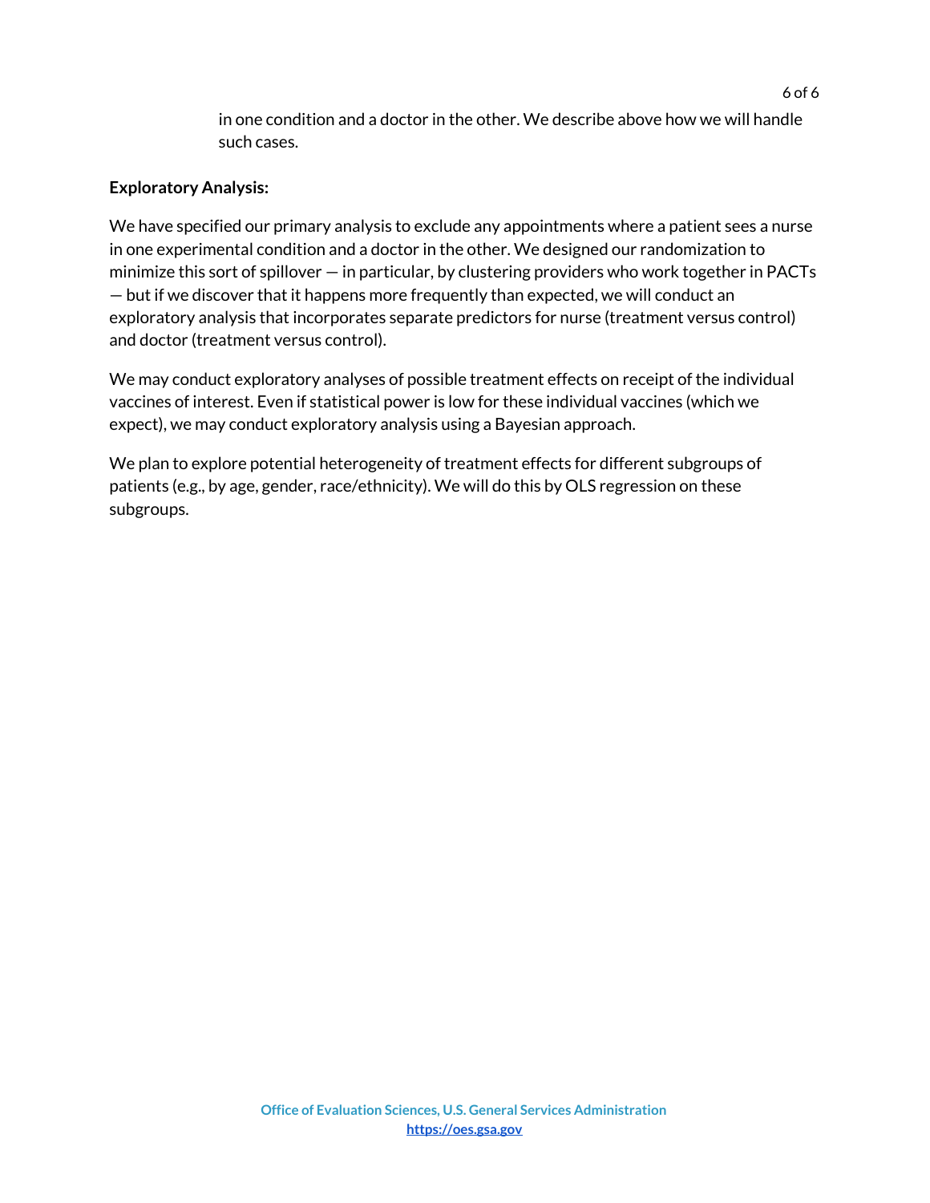in one condition and a doctor in the other. We describe above how we will handle such cases.

**Exploratory Analysis:**

We have specified our primary analysis to exclude any appointments where a patient sees a nurse in one experimental condition and a doctor in the other. We designed our randomization to minimize this sort of spillover — in particular, by clustering providers who work together in PACTs — but if we discover that it happens more frequently than expected, we will conduct an exploratory analysis that incorporates separate predictors for nurse (treatment versus control) and doctor (treatment versus control).

We may conduct exploratory analyses of possible treatment effects on receipt of the individual vaccines of interest. Even if statistical power is low for these individual vaccines (which we expect), we may conduct exploratory analysis using a Bayesian approach.

We plan to explore potential heterogeneity of treatment effects for different subgroups of patients (e.g., by age, gender, race/ethnicity). We will do this by OLS regression on these subgroups.